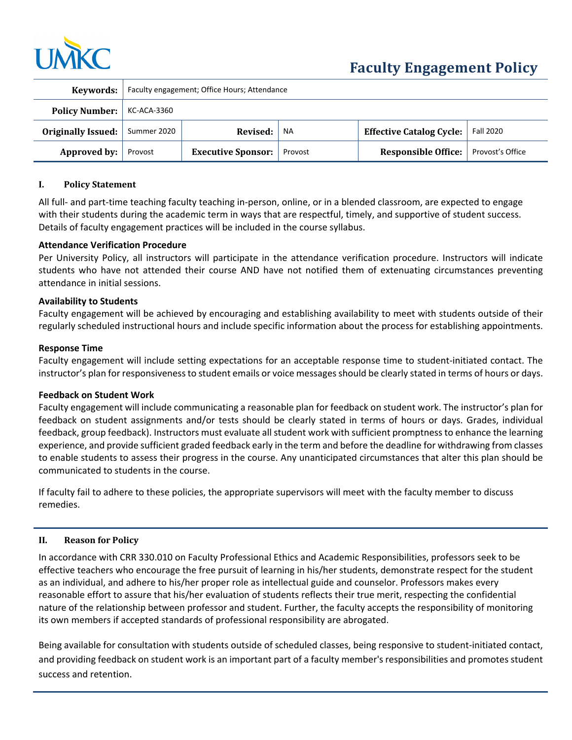UMKC

# Faculty Engagement Policy

| Keywords: | Faculty engagement; Office Hours; Attendance | | | | |
|---|---|---|---|---|---|
| **Policy Number:** | KC-ACA-3360 | | | | |
| **Originally Issued:** | Summer 2020 | **Revised:** | NA | **Effective Catalog Cycle:** | Fall 2020 |
| **Approved by:** | Provost | **Executive Sponsor:** | Provost | **Responsible Office:** | Provost's Office |

## I. Policy Statement

All full- and part-time teaching faculty teaching in-person, online, or in a blended classroom, are expected to engage with their students during the academic term in ways that are respectful, timely, and supportive of student success. Details of faculty engagement practices will be included in the course syllabus.

**Attendance Verification Procedure**

Per University Policy, all instructors will participate in the attendance verification procedure. Instructors will indicate students who have not attended their course AND have not notified them of extenuating circumstances preventing attendance in initial sessions.

**Availability to Students**

Faculty engagement will be achieved by encouraging and establishing availability to meet with students outside of their regularly scheduled instructional hours and include specific information about the process for establishing appointments.

**Response Time**

Faculty engagement will include setting expectations for an acceptable response time to student-initiated contact. The instructor's plan for responsiveness to student emails or voice messages should be clearly stated in terms of hours or days.

**Feedback on Student Work**

Faculty engagement will include communicating a reasonable plan for feedback on student work. The instructor's plan for feedback on student assignments and/or tests should be clearly stated in terms of hours or days. Grades, individual feedback, group feedback). Instructors must evaluate all student work with sufficient promptness to enhance the learning experience, and provide sufficient graded feedback early in the term and before the deadline for withdrawing from classes to enable students to assess their progress in the course. Any unanticipated circumstances that alter this plan should be communicated to students in the course.

If faculty fail to adhere to these policies, the appropriate supervisors will meet with the faculty member to discuss remedies.

## II. Reason for Policy

In accordance with CRR 330.010 on Faculty Professional Ethics and Academic Responsibilities, professors seek to be effective teachers who encourage the free pursuit of learning in his/her students, demonstrate respect for the student as an individual, and adhere to his/her proper role as intellectual guide and counselor. Professors makes every reasonable effort to assure that his/her evaluation of students reflects their true merit, respecting the confidential nature of the relationship between professor and student. Further, the faculty accepts the responsibility of monitoring its own members if accepted standards of professional responsibility are abrogated.

Being available for consultation with students outside of scheduled classes, being responsive to student-initiated contact, and providing feedback on student work is an important part of a faculty member's responsibilities and promotes student success and retention.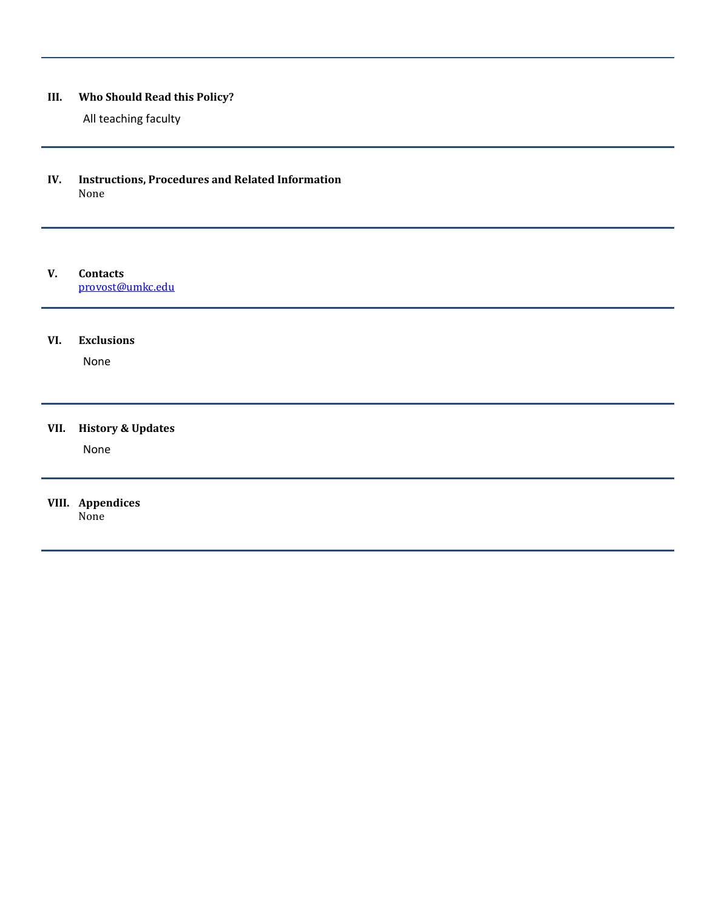## III. Who Should Read this Policy?

All teaching faculty

---

## IV. Instructions, Procedures and Related Information

None

---

## V. Contacts

provost@umkc.edu

---

## VI. Exclusions

None

---

## VII. History & Updates

None

---

## VIII. Appendices

None